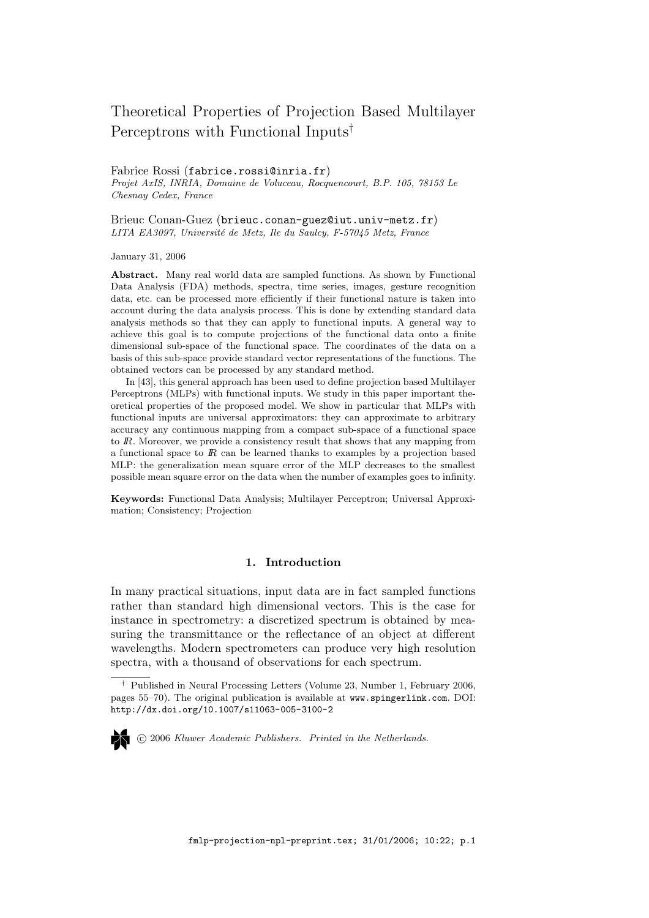# Theoretical Properties of Projection Based Multilayer Perceptrons with Functional Inputs[†]

Fabrice Rossi (fabrice.rossi@inria.fr)
*Projet AxIS, INRIA, Domaine de Voluceau, Rocquencourt, B.P. 105, 78153 Le Chesnay Cedex, France*

Brieuc Conan-Guez (brieuc.conan-guez@iut.univ-metz.fr)
*LITA EA3097, Université de Metz, Ile du Saulcy, F-57045 Metz, France*

January 31, 2006

**Abstract.** Many real world data are sampled functions. As shown by Functional Data Analysis (FDA) methods, spectra, time series, images, gesture recognition data, etc. can be processed more efficiently if their functional nature is taken into account during the data analysis process. This is done by extending standard data analysis methods so that they can apply to functional inputs. A general way to achieve this goal is to compute projections of the functional data onto a finite dimensional sub-space of the functional space. The coordinates of the data on a basis of this sub-space provide standard vector representations of the functions. The obtained vectors can be processed by any standard method.

In [43], this general approach has been used to define projection based Multilayer Perceptrons (MLPs) with functional inputs. We study in this paper important theoretical properties of the proposed model. We show in particular that MLPs with functional inputs are universal approximators: they can approximate to arbitrary accuracy any continuous mapping from a compact sub-space of a functional space to $\mathbb{R}$. Moreover, we provide a consistency result that shows that any mapping from a functional space to $\mathbb{R}$ can be learned thanks to examples by a projection based MLP: the generalization mean square error of the MLP decreases to the smallest possible mean square error on the data when the number of examples goes to infinity.

**Keywords:** Functional Data Analysis; Multilayer Perceptron; Universal Approximation; Consistency; Projection

## 1. Introduction

In many practical situations, input data are in fact sampled functions rather than standard high dimensional vectors. This is the case for instance in spectrometry: a discretized spectrum is obtained by measuring the transmittance or the reflectance of an object at different wavelengths. Modern spectrometers can produce very high resolution spectra, with a thousand of observations for each spectrum.

[†] Published in Neural Processing Letters (Volume 23, Number 1, February 2006, pages 55–70). The original publication is available at www.spingerlink.com. DOI: http://dx.doi.org/10.1007/s11063-005-3100-2

© 2006 *Kluwer Academic Publishers. Printed in the Netherlands.*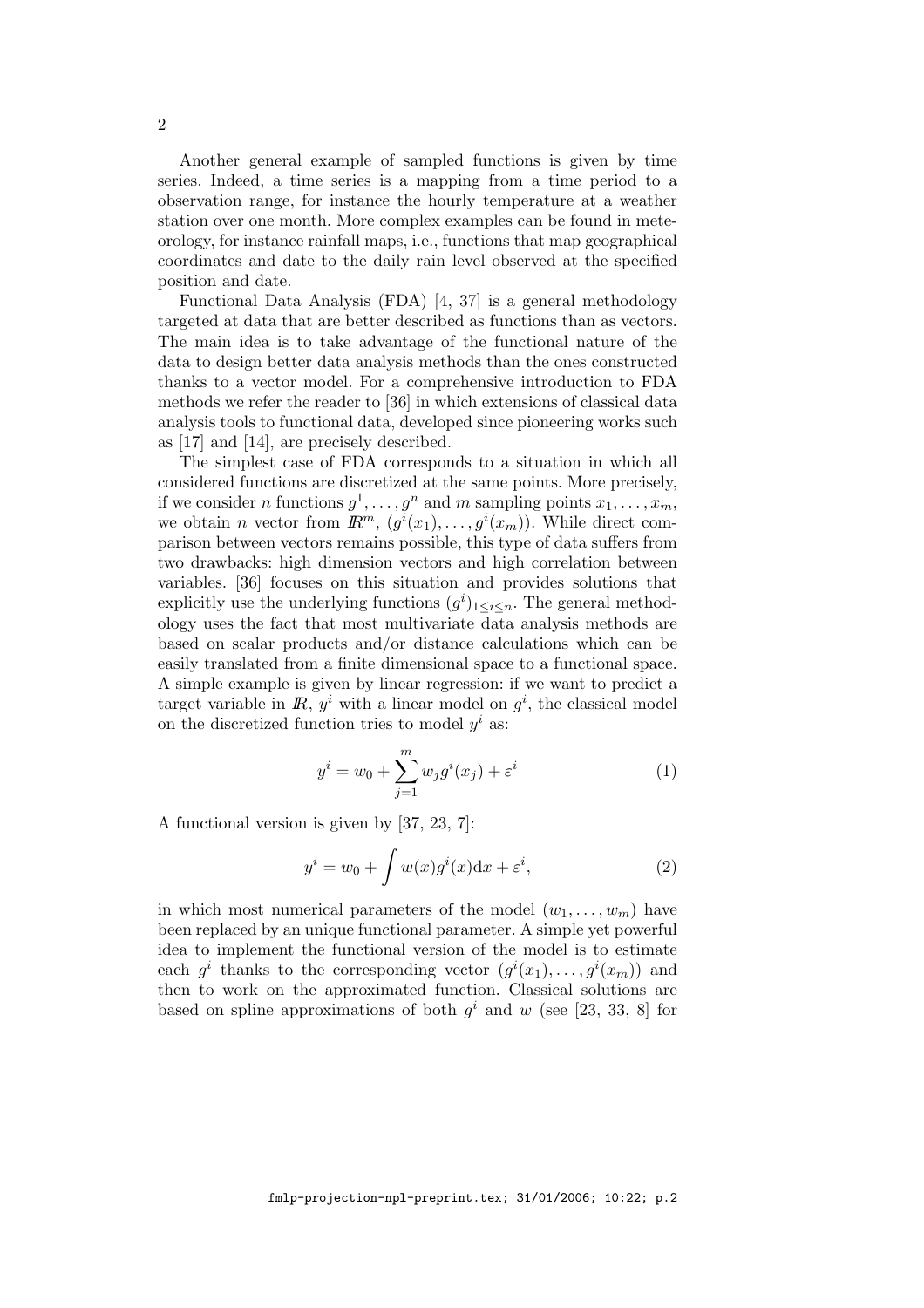Another general example of sampled functions is given by time series. Indeed, a time series is a mapping from a time period to a observation range, for instance the hourly temperature at a weather station over one month. More complex examples can be found in meteorology, for instance rainfall maps, i.e., functions that map geographical coordinates and date to the daily rain level observed at the specified position and date.

Functional Data Analysis (FDA) [4, 37] is a general methodology targeted at data that are better described as functions than as vectors. The main idea is to take advantage of the functional nature of the data to design better data analysis methods than the ones constructed thanks to a vector model. For a comprehensive introduction to FDA methods we refer the reader to [36] in which extensions of classical data analysis tools to functional data, developed since pioneering works such as [17] and [14], are precisely described.

The simplest case of FDA corresponds to a situation in which all considered functions are discretized at the same points. More precisely, if we consider $n$ functions $g^1, \ldots, g^n$ and $m$ sampling points $x_1, \ldots, x_m$, we obtain $n$ vector from $\mathbb{R}^m$, $(g^i(x_1), \ldots, g^i(x_m))$. While direct comparison between vectors remains possible, this type of data suffers from two drawbacks: high dimension vectors and high correlation between variables. [36] focuses on this situation and provides solutions that explicitly use the underlying functions $(g^i)_{1 \leq i \leq n}$. The general methodology uses the fact that most multivariate data analysis methods are based on scalar products and/or distance calculations which can be easily translated from a finite dimensional space to a functional space. A simple example is given by linear regression: if we want to predict a target variable in $\mathbb{R}$, $y^i$ with a linear model on $g^i$, the classical model on the discretized function tries to model $y^i$ as:

$$y^i = w_0 + \sum_{j=1}^{m} w_j g^i(x_j) + \varepsilon^i \tag{1}$$

A functional version is given by [37, 23, 7]:

$$y^i = w_0 + \int w(x) g^i(x) \mathrm{d}x + \varepsilon^i, \tag{2}$$

in which most numerical parameters of the model $(w_1, \ldots, w_m)$ have been replaced by an unique functional parameter. A simple yet powerful idea to implement the functional version of the model is to estimate each $g^i$ thanks to the corresponding vector $(g^i(x_1), \ldots, g^i(x_m))$ and then to work on the approximated function. Classical solutions are based on spline approximations of both $g^i$ and $w$ (see [23, 33, 8] for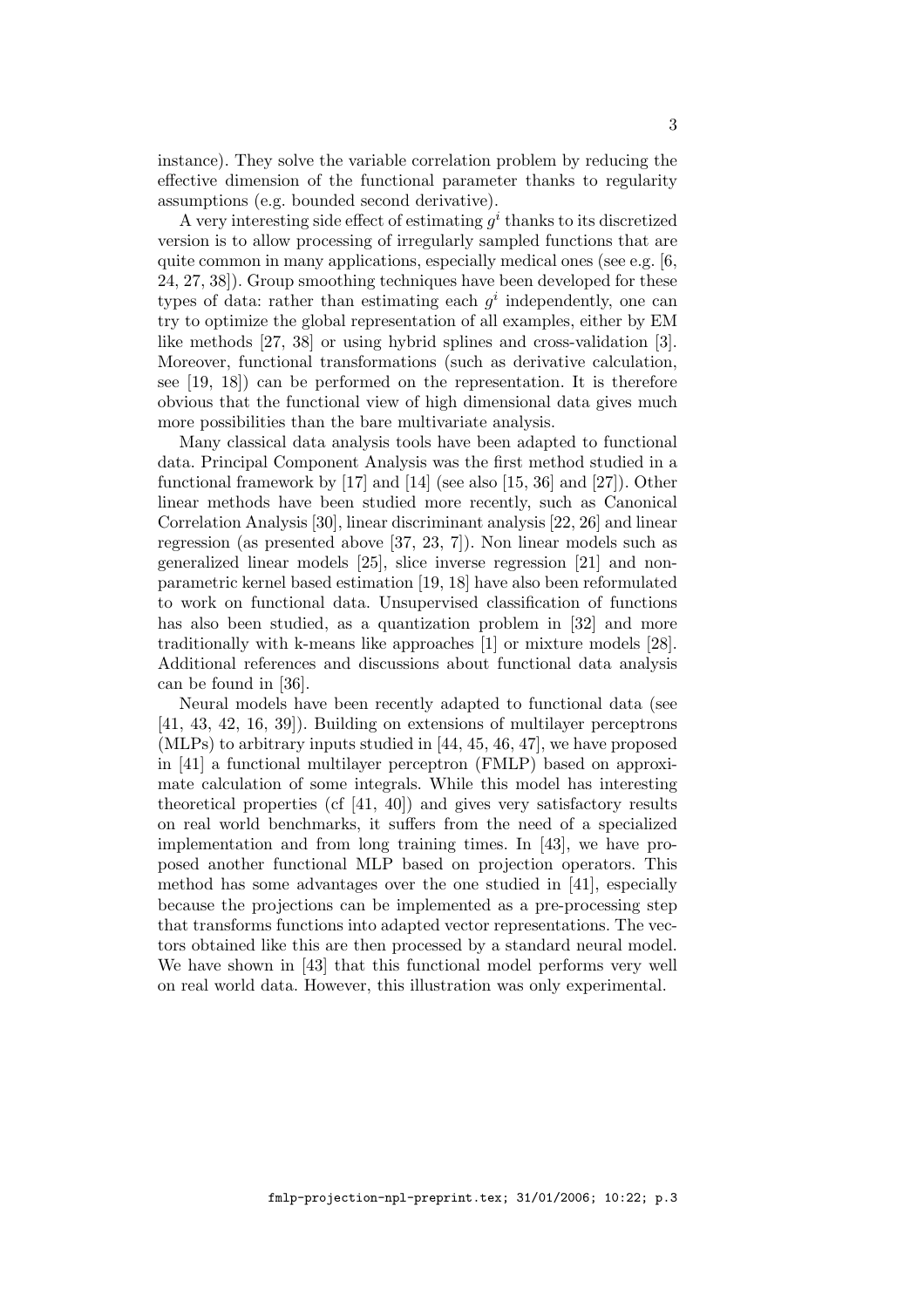instance). They solve the variable correlation problem by reducing the effective dimension of the functional parameter thanks to regularity assumptions (e.g. bounded second derivative).

A very interesting side effect of estimating $g^i$ thanks to its discretized version is to allow processing of irregularly sampled functions that are quite common in many applications, especially medical ones (see e.g. [6, 24, 27, 38]). Group smoothing techniques have been developed for these types of data: rather than estimating each $g^i$ independently, one can try to optimize the global representation of all examples, either by EM like methods [27, 38] or using hybrid splines and cross-validation [3]. Moreover, functional transformations (such as derivative calculation, see [19, 18]) can be performed on the representation. It is therefore obvious that the functional view of high dimensional data gives much more possibilities than the bare multivariate analysis.

Many classical data analysis tools have been adapted to functional data. Principal Component Analysis was the first method studied in a functional framework by [17] and [14] (see also [15, 36] and [27]). Other linear methods have been studied more recently, such as Canonical Correlation Analysis [30], linear discriminant analysis [22, 26] and linear regression (as presented above [37, 23, 7]). Non linear models such as generalized linear models [25], slice inverse regression [21] and non-parametric kernel based estimation [19, 18] have also been reformulated to work on functional data. Unsupervised classification of functions has also been studied, as a quantization problem in [32] and more traditionally with k-means like approaches [1] or mixture models [28]. Additional references and discussions about functional data analysis can be found in [36].

Neural models have been recently adapted to functional data (see [41, 43, 42, 16, 39]). Building on extensions of multilayer perceptrons (MLPs) to arbitrary inputs studied in [44, 45, 46, 47], we have proposed in [41] a functional multilayer perceptron (FMLP) based on approximate calculation of some integrals. While this model has interesting theoretical properties (cf [41, 40]) and gives very satisfactory results on real world benchmarks, it suffers from the need of a specialized implementation and from long training times. In [43], we have proposed another functional MLP based on projection operators. This method has some advantages over the one studied in [41], especially because the projections can be implemented as a pre-processing step that transforms functions into adapted vector representations. The vectors obtained like this are then processed by a standard neural model. We have shown in [43] that this functional model performs very well on real world data. However, this illustration was only experimental.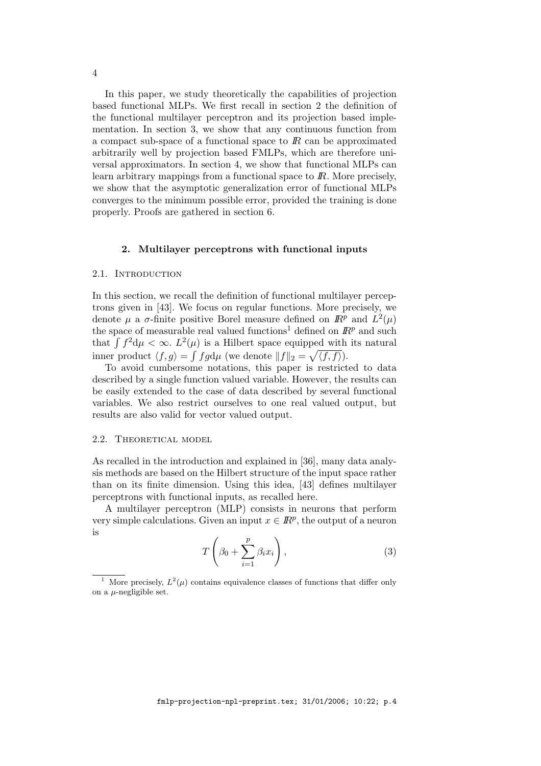In this paper, we study theoretically the capabilities of projection based functional MLPs. We first recall in section 2 the definition of the functional multilayer perceptron and its projection based implementation. In section 3, we show that any continuous function from a compact sub-space of a functional space to $\mathbb{R}$ can be approximated arbitrarily well by projection based FMLPs, which are therefore universal approximators. In section 4, we show that functional MLPs can learn arbitrary mappings from a functional space to $\mathbb{R}$. More precisely, we show that the asymptotic generalization error of functional MLPs converges to the minimum possible error, provided the training is done properly. Proofs are gathered in section 6.

## 2. Multilayer perceptrons with functional inputs

### 2.1. Introduction

In this section, we recall the definition of functional multilayer perceptrons given in [43]. We focus on regular functions. More precisely, we denote $\mu$ a $\sigma$-finite positive Borel measure defined on $\mathbb{R}^p$ and $L^2(\mu)$ the space of measurable real valued functions[1] defined on $\mathbb{R}^p$ and such that $\int f^2 \mathrm{d}\mu < \infty$. $L^2(\mu)$ is a Hilbert space equipped with its natural inner product $\langle f, g \rangle = \int fg \mathrm{d}\mu$ (we denote $\|f\|_2 = \sqrt{\langle f, f \rangle}$).

To avoid cumbersome notations, this paper is restricted to data described by a single function valued variable. However, the results can be easily extended to the case of data described by several functional variables. We also restrict ourselves to one real valued output, but results are also valid for vector valued output.

### 2.2. Theoretical model

As recalled in the introduction and explained in [36], many data analysis methods are based on the Hilbert structure of the input space rather than on its finite dimension. Using this idea, [43] defines multilayer perceptrons with functional inputs, as recalled here.

A multilayer perceptron (MLP) consists in neurons that perform very simple calculations. Given an input $x \in \mathbb{R}^p$, the output of a neuron is

$$T\left(\beta_0 + \sum_{i=1}^{p} \beta_i x_i\right), \tag{3}$$

[1] More precisely, $L^2(\mu)$ contains equivalence classes of functions that differ only on a $\mu$-negligible set.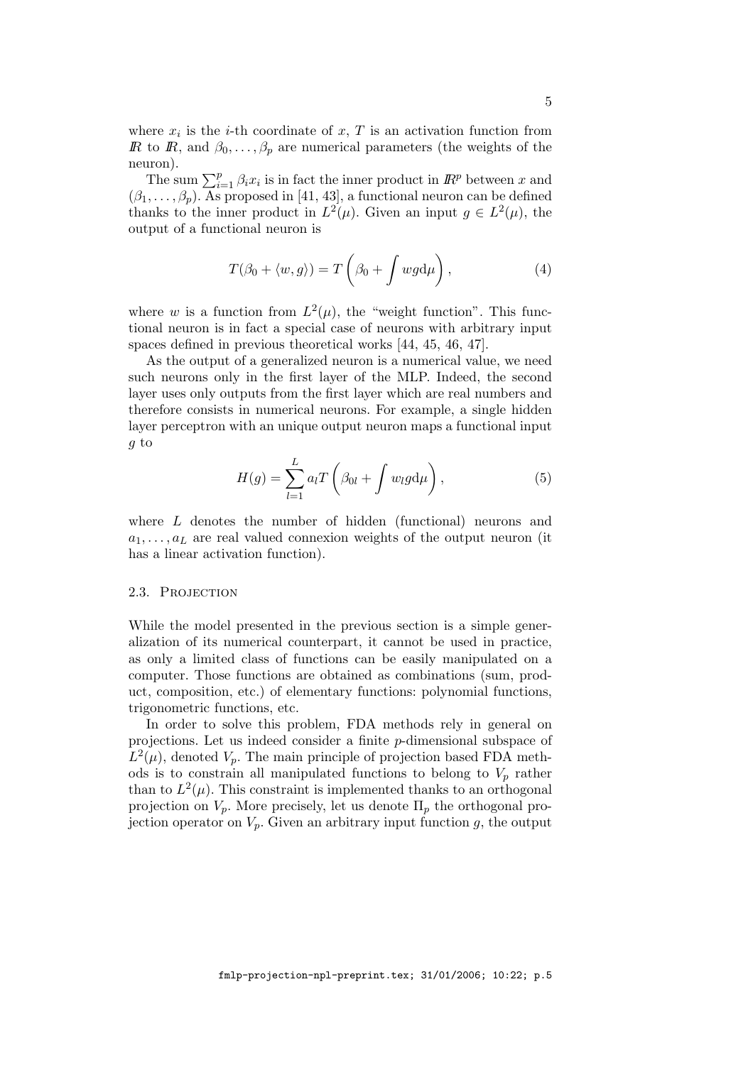where $x_i$ is the $i$-th coordinate of $x$, $T$ is an activation function from $\mathbb{R}$ to $\mathbb{R}$, and $\beta_0, \ldots, \beta_p$ are numerical parameters (the weights of the neuron).

The sum $\sum_{i=1}^{p} \beta_i x_i$ is in fact the inner product in $\mathbb{R}^p$ between $x$ and $(\beta_1, \ldots, \beta_p)$. As proposed in [41, 43], a functional neuron can be defined thanks to the inner product in $L^2(\mu)$. Given an input $g \in L^2(\mu)$, the output of a functional neuron is

$$T(\beta_0 + \langle w, g \rangle) = T\left(\beta_0 + \int wg\mathrm{d}\mu\right), \tag{4}$$

where $w$ is a function from $L^2(\mu)$, the "weight function". This functional neuron is in fact a special case of neurons with arbitrary input spaces defined in previous theoretical works [44, 45, 46, 47].

As the output of a generalized neuron is a numerical value, we need such neurons only in the first layer of the MLP. Indeed, the second layer uses only outputs from the first layer which are real numbers and therefore consists in numerical neurons. For example, a single hidden layer perceptron with an unique output neuron maps a functional input $g$ to

$$H(g) = \sum_{l=1}^{L} a_l T\left(\beta_{0l} + \int w_l g\mathrm{d}\mu\right), \tag{5}$$

where $L$ denotes the number of hidden (functional) neurons and $a_1, \ldots, a_L$ are real valued connexion weights of the output neuron (it has a linear activation function).

### 2.3. Projection

While the model presented in the previous section is a simple generalization of its numerical counterpart, it cannot be used in practice, as only a limited class of functions can be easily manipulated on a computer. Those functions are obtained as combinations (sum, product, composition, etc.) of elementary functions: polynomial functions, trigonometric functions, etc.

In order to solve this problem, FDA methods rely in general on projections. Let us indeed consider a finite $p$-dimensional subspace of $L^2(\mu)$, denoted $V_p$. The main principle of projection based FDA methods is to constrain all manipulated functions to belong to $V_p$ rather than to $L^2(\mu)$. This constraint is implemented thanks to an orthogonal projection on $V_p$. More precisely, let us denote $\Pi_p$ the orthogonal projection operator on $V_p$. Given an arbitrary input function $g$, the output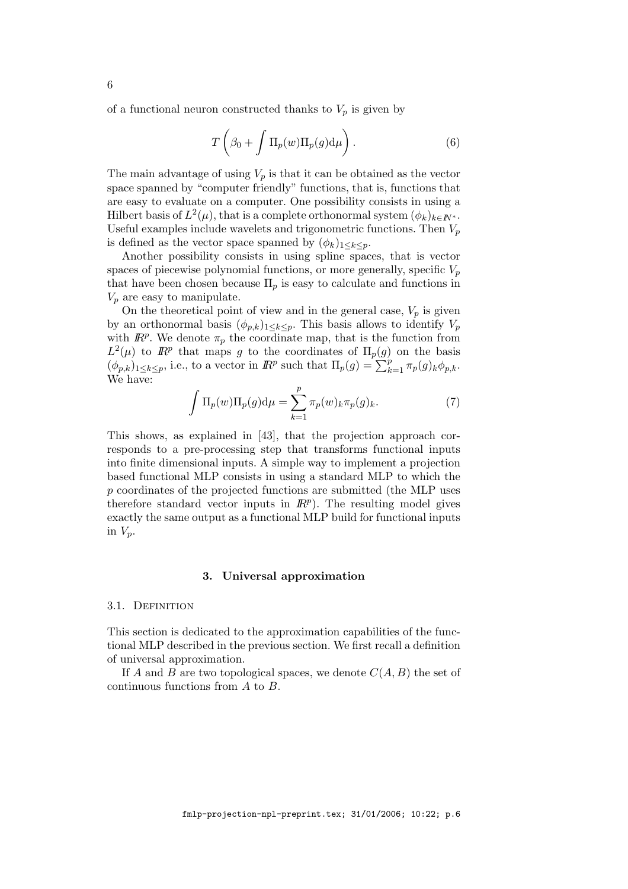of a functional neuron constructed thanks to $V_p$ is given by

$$T\left(\beta_0 + \int \Pi_p(w)\Pi_p(g)\mathrm{d}\mu\right). \tag{6}$$

The main advantage of using $V_p$ is that it can be obtained as the vector space spanned by "computer friendly" functions, that is, functions that are easy to evaluate on a computer. One possibility consists in using a Hilbert basis of $L^2(\mu)$, that is a complete orthonormal system $(\phi_k)_{k\in\mathbb{N}^*}$. Useful examples include wavelets and trigonometric functions. Then $V_p$ is defined as the vector space spanned by $(\phi_k)_{1\leq k\leq p}$.

Another possibility consists in using spline spaces, that is vector spaces of piecewise polynomial functions, or more generally, specific $V_p$ that have been chosen because $\Pi_p$ is easy to calculate and functions in $V_p$ are easy to manipulate.

On the theoretical point of view and in the general case, $V_p$ is given by an orthonormal basis $(\phi_{p,k})_{1\leq k\leq p}$. This basis allows to identify $V_p$ with $\mathbb{R}^p$. We denote $\pi_p$ the coordinate map, that is the function from $L^2(\mu)$ to $\mathbb{R}^p$ that maps $g$ to the coordinates of $\Pi_p(g)$ on the basis $(\phi_{p,k})_{1\leq k\leq p}$, i.e., to a vector in $\mathbb{R}^p$ such that $\Pi_p(g) = \sum_{k=1}^{p} \pi_p(g)_k \phi_{p,k}$. We have:

$$\int \Pi_p(w)\Pi_p(g)\mathrm{d}\mu = \sum_{k=1}^{p} \pi_p(w)_k \pi_p(g)_k. \tag{7}$$

This shows, as explained in [43], that the projection approach corresponds to a pre-processing step that transforms functional inputs into finite dimensional inputs. A simple way to implement a projection based functional MLP consists in using a standard MLP to which the $p$ coordinates of the projected functions are submitted (the MLP uses therefore standard vector inputs in $\mathbb{R}^p$). The resulting model gives exactly the same output as a functional MLP build for functional inputs in $V_p$.

## 3. Universal approximation

### 3.1. Definition

This section is dedicated to the approximation capabilities of the functional MLP described in the previous section. We first recall a definition of universal approximation.

If $A$ and $B$ are two topological spaces, we denote $C(A, B)$ the set of continuous functions from $A$ to $B$.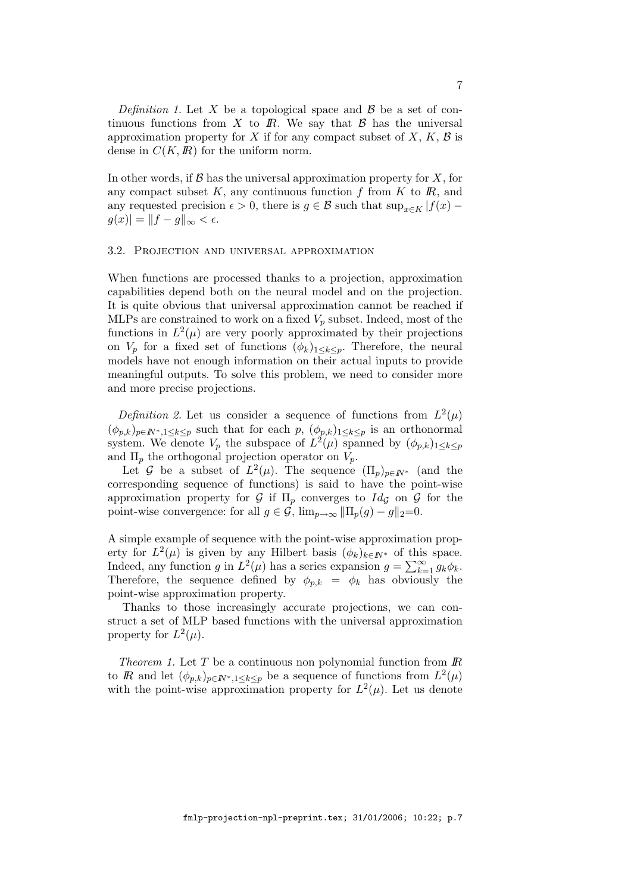*Definition 1.* Let $X$ be a topological space and $\mathcal{B}$ be a set of continuous functions from $X$ to $I\!R$. We say that $\mathcal{B}$ has the universal approximation property for $X$ if for any compact subset of $X$, $K$, $\mathcal{B}$ is dense in $C(K, I\!R)$ for the uniform norm.

In other words, if $\mathcal{B}$ has the universal approximation property for $X$, for any compact subset $K$, any continuous function $f$ from $K$ to $I\!R$, and any requested precision $\epsilon > 0$, there is $g \in \mathcal{B}$ such that $\sup_{x \in K} |f(x) - g(x)| = \|f - g\|_\infty < \epsilon$.

### 3.2. Projection and universal approximation

When functions are processed thanks to a projection, approximation capabilities depend both on the neural model and on the projection. It is quite obvious that universal approximation cannot be reached if MLPs are constrained to work on a fixed $V_p$ subset. Indeed, most of the functions in $L^2(\mu)$ are very poorly approximated by their projections on $V_p$ for a fixed set of functions $(\phi_k)_{1 \leq k \leq p}$. Therefore, the neural models have not enough information on their actual inputs to provide meaningful outputs. To solve this problem, we need to consider more and more precise projections.

*Definition 2.* Let us consider a sequence of functions from $L^2(\mu)$ $(\phi_{p,k})_{p \in I\!N^*, 1 \leq k \leq p}$ such that for each $p$, $(\phi_{p,k})_{1 \leq k \leq p}$ is an orthonormal system. We denote $V_p$ the subspace of $L^2(\mu)$ spanned by $(\phi_{p,k})_{1 \leq k \leq p}$ and $\Pi_p$ the orthogonal projection operator on $V_p$.

Let $\mathcal{G}$ be a subset of $L^2(\mu)$. The sequence $(\Pi_p)_{p \in I\!N^*}$ (and the corresponding sequence of functions) is said to have the point-wise approximation property for $\mathcal{G}$ if $\Pi_p$ converges to $Id_{\mathcal{G}}$ on $\mathcal{G}$ for the point-wise convergence: for all $g \in \mathcal{G}$, $\lim_{p \to \infty} \|\Pi_p(g) - g\|_2 = 0$.

A simple example of sequence with the point-wise approximation property for $L^2(\mu)$ is given by any Hilbert basis $(\phi_k)_{k \in I\!N^*}$ of this space. Indeed, any function $g$ in $L^2(\mu)$ has a series expansion $g = \sum_{k=1}^{\infty} g_k \phi_k$. Therefore, the sequence defined by $\phi_{p,k} = \phi_k$ has obviously the point-wise approximation property.

Thanks to those increasingly accurate projections, we can construct a set of MLP based functions with the universal approximation property for $L^2(\mu)$.

*Theorem 1.* Let $T$ be a continuous non polynomial function from $I\!R$ to $I\!R$ and let $(\phi_{p,k})_{p \in I\!N^*, 1 \leq k \leq p}$ be a sequence of functions from $L^2(\mu)$ with the point-wise approximation property for $L^2(\mu)$. Let us denote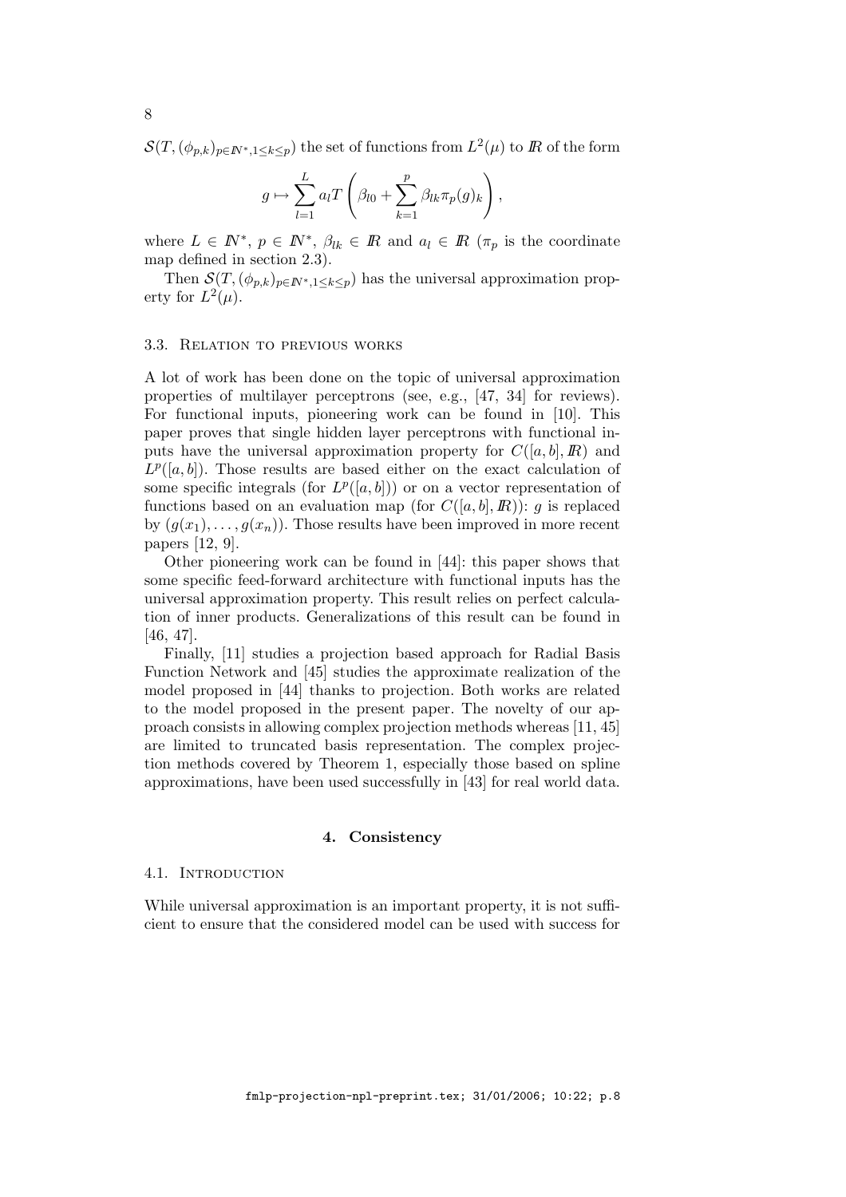$\mathcal{S}(T, (\phi_{p,k})_{p \in \mathbb{N}^*, 1 \leq k \leq p})$ the set of functions from $L^2(\mu)$ to $\mathbb{R}$ of the form

$$g \mapsto \sum_{l=1}^{L} a_l T \left( \beta_{l0} + \sum_{k=1}^{p} \beta_{lk} \pi_p(g)_k \right),$$

where $L \in \mathbb{N}^*$, $p \in \mathbb{N}^*$, $\beta_{lk} \in \mathbb{R}$ and $a_l \in \mathbb{R}$ ($\pi_p$ is the coordinate map defined in section 2.3).

Then $\mathcal{S}(T, (\phi_{p,k})_{p \in \mathbb{N}^*, 1 \leq k \leq p})$ has the universal approximation property for $L^2(\mu)$.

### 3.3. Relation to previous works

A lot of work has been done on the topic of universal approximation properties of multilayer perceptrons (see, e.g., [47, 34] for reviews). For functional inputs, pioneering work can be found in [10]. This paper proves that single hidden layer perceptrons with functional inputs have the universal approximation property for $C([a, b], \mathbb{R})$ and $L^p([a, b])$. Those results are based either on the exact calculation of some specific integrals (for $L^p([a, b])$) or on a vector representation of functions based on an evaluation map (for $C([a, b], \mathbb{R})$): $g$ is replaced by $(g(x_1), \ldots, g(x_n))$. Those results have been improved in more recent papers [12, 9].

Other pioneering work can be found in [44]: this paper shows that some specific feed-forward architecture with functional inputs has the universal approximation property. This result relies on perfect calculation of inner products. Generalizations of this result can be found in [46, 47].

Finally, [11] studies a projection based approach for Radial Basis Function Network and [45] studies the approximate realization of the model proposed in [44] thanks to projection. Both works are related to the model proposed in the present paper. The novelty of our approach consists in allowing complex projection methods whereas [11, 45] are limited to truncated basis representation. The complex projection methods covered by Theorem 1, especially those based on spline approximations, have been used successfully in [43] for real world data.

## 4. Consistency

### 4.1. Introduction

While universal approximation is an important property, it is not sufficient to ensure that the considered model can be used with success for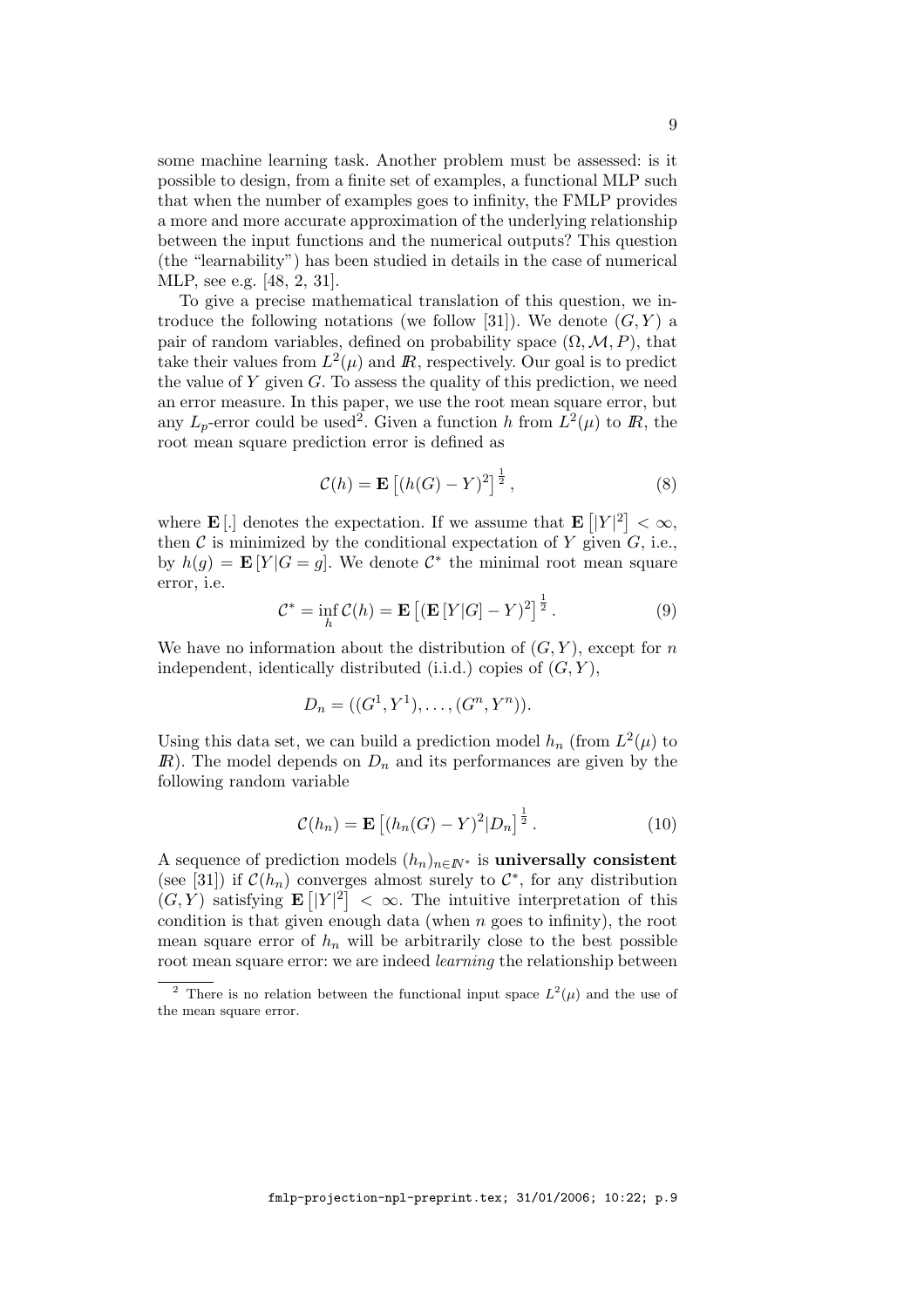some machine learning task. Another problem must be assessed: is it possible to design, from a finite set of examples, a functional MLP such that when the number of examples goes to infinity, the FMLP provides a more and more accurate approximation of the underlying relationship between the input functions and the numerical outputs? This question (the "learnability") has been studied in details in the case of numerical MLP, see e.g. [48, 2, 31].

To give a precise mathematical translation of this question, we introduce the following notations (we follow [31]). We denote $(G, Y)$ a pair of random variables, defined on probability space $(\Omega, \mathcal{M}, P)$, that take their values from $L^2(\mu)$ and $\mathbb{R}$, respectively. Our goal is to predict the value of $Y$ given $G$. To assess the quality of this prediction, we need an error measure. In this paper, we use the root mean square error, but any $L_p$-error could be used[2]. Given a function $h$ from $L^2(\mu)$ to $\mathbb{R}$, the root mean square prediction error is defined as

$$\mathcal{C}(h) = \mathbf{E}\left[(h(G) - Y)^2\right]^{\frac{1}{2}}, \tag{8}$$

where $\mathbf{E}[.]$ denotes the expectation. If we assume that $\mathbf{E}\left[|Y|^2\right] < \infty$, then $\mathcal{C}$ is minimized by the conditional expectation of $Y$ given $G$, i.e., by $h(g) = \mathbf{E}[Y|G = g]$. We denote $\mathcal{C}^*$ the minimal root mean square error, i.e.

$$\mathcal{C}^* = \inf_h \mathcal{C}(h) = \mathbf{E}\left[(\mathbf{E}[Y|G] - Y)^2\right]^{\frac{1}{2}}. \tag{9}$$

We have no information about the distribution of $(G, Y)$, except for $n$ independent, identically distributed (i.i.d.) copies of $(G, Y)$,

$$D_n = ((G^1, Y^1), \ldots, (G^n, Y^n)).$$

Using this data set, we can build a prediction model $h_n$ (from $L^2(\mu)$ to $\mathbb{R}$). The model depends on $D_n$ and its performances are given by the following random variable

$$\mathcal{C}(h_n) = \mathbf{E}\left[(h_n(G) - Y)^2 | D_n\right]^{\frac{1}{2}}. \tag{10}$$

A sequence of prediction models $(h_n)_{n \in \mathbb{N}^*}$ is **universally consistent** (see [31]) if $\mathcal{C}(h_n)$ converges almost surely to $\mathcal{C}^*$, for any distribution $(G, Y)$ satisfying $\mathbf{E}\left[|Y|^2\right] < \infty$. The intuitive interpretation of this condition is that given enough data (when $n$ goes to infinity), the root mean square error of $h_n$ will be arbitrarily close to the best possible root mean square error: we are indeed *learning* the relationship between

[2] There is no relation between the functional input space $L^2(\mu)$ and the use of the mean square error.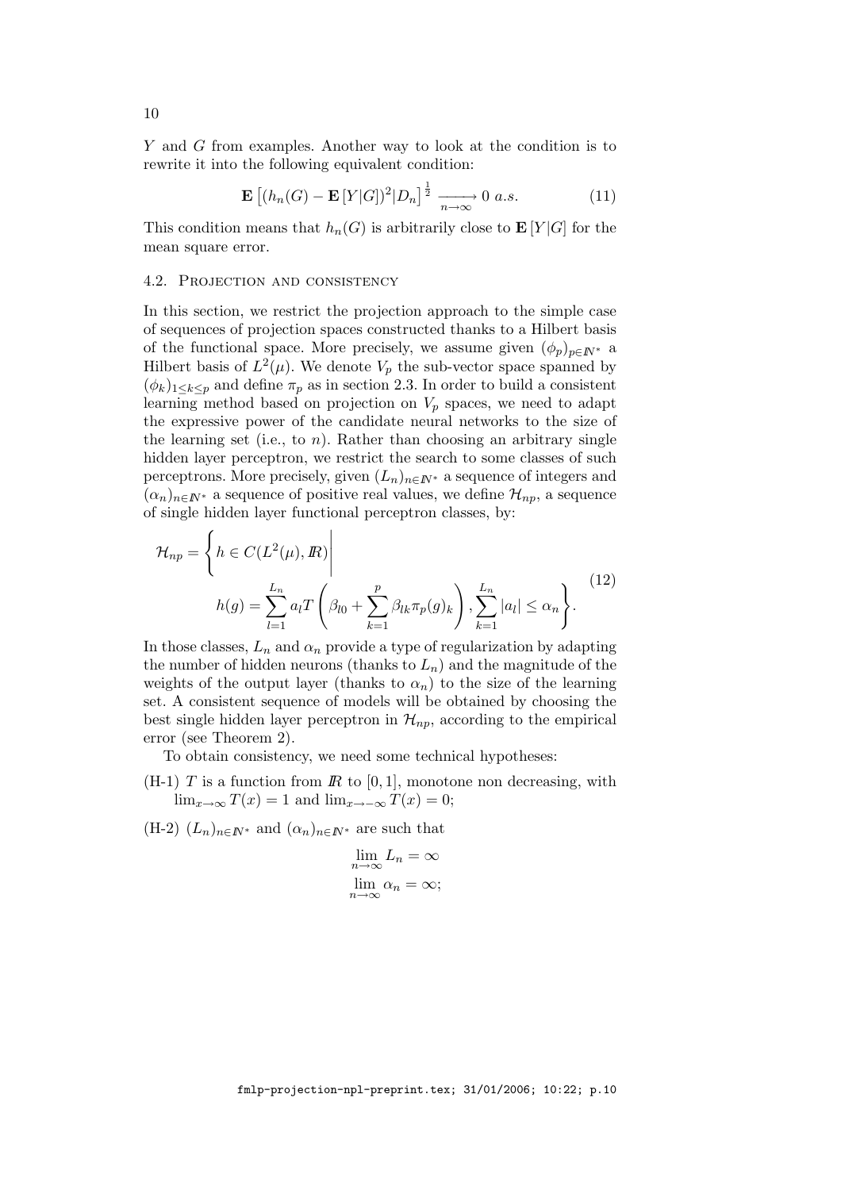$Y$ and $G$ from examples. Another way to look at the condition is to rewrite it into the following equivalent condition:

$$\mathbf{E}\left[(h_n(G) - \mathbf{E}[Y|G])^2 | D_n\right]^{\frac{1}{2}} \xrightarrow[n\to\infty]{} 0 \ a.s. \tag{11}$$

This condition means that $h_n(G)$ is arbitrarily close to $\mathbf{E}[Y|G]$ for the mean square error.

## 4.2. Projection and consistency

In this section, we restrict the projection approach to the simple case of sequences of projection spaces constructed thanks to a Hilbert basis of the functional space. More precisely, we assume given $(\phi_p)_{p\in\mathbb{N}^*}$ a Hilbert basis of $L^2(\mu)$. We denote $V_p$ the sub-vector space spanned by $(\phi_k)_{1\leq k\leq p}$ and define $\pi_p$ as in section 2.3. In order to build a consistent learning method based on projection on $V_p$ spaces, we need to adapt the expressive power of the candidate neural networks to the size of the learning set (i.e., to $n$). Rather than choosing an arbitrary single hidden layer perceptron, we restrict the search to some classes of such perceptrons. More precisely, given $(L_n)_{n\in\mathbb{N}^*}$ a sequence of integers and $(\alpha_n)_{n\in\mathbb{N}^*}$ a sequence of positive real values, we define $\mathcal{H}_{np}$, a sequence of single hidden layer functional perceptron classes, by:

$$\mathcal{H}_{np} = \left\{ h \in C(L^2(\mu), \mathbb{R}) \middle| \; h(g) = \sum_{l=1}^{L_n} a_l T\left(\beta_{l0} + \sum_{k=1}^{p} \beta_{lk}\pi_p(g)_k\right), \sum_{k=1}^{L_n} |a_l| \leq \alpha_n \right\}. \tag{12}$$

In those classes, $L_n$ and $\alpha_n$ provide a type of regularization by adapting the number of hidden neurons (thanks to $L_n$) and the magnitude of the weights of the output layer (thanks to $\alpha_n$) to the size of the learning set. A consistent sequence of models will be obtained by choosing the best single hidden layer perceptron in $\mathcal{H}_{np}$, according to the empirical error (see Theorem 2).

To obtain consistency, we need some technical hypotheses:

(H-1) $T$ is a function from $\mathbb{R}$ to $[0, 1]$, monotone non decreasing, with $\lim_{x\to\infty} T(x) = 1$ and $\lim_{x\to-\infty} T(x) = 0$;

(H-2) $(L_n)_{n\in\mathbb{N}^*}$ and $(\alpha_n)_{n\in\mathbb{N}^*}$ are such that

$$\lim_{n\to\infty} L_n = \infty$$
$$\lim_{n\to\infty} \alpha_n = \infty;$$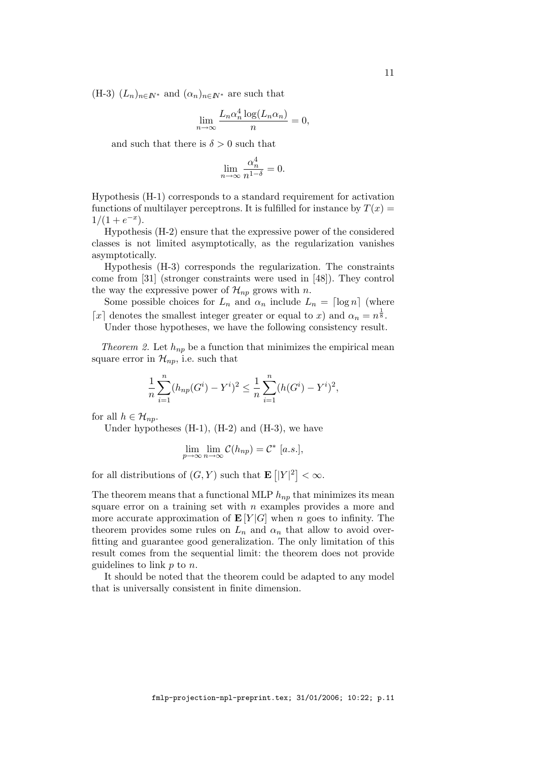(H-3) $(L_n)_{n \in \mathbb{N}^*}$ and $(\alpha_n)_{n \in \mathbb{N}^*}$ are such that

$$\lim_{n\to\infty} \frac{L_n \alpha_n^4 \log(L_n \alpha_n)}{n} = 0,$$

and such that there is $\delta > 0$ such that

$$\lim_{n\to\infty} \frac{\alpha_n^4}{n^{1-\delta}} = 0.$$

Hypothesis (H-1) corresponds to a standard requirement for activation functions of multilayer perceptrons. It is fulfilled for instance by $T(x) = 1/(1+e^{-x})$.

Hypothesis (H-2) ensure that the expressive power of the considered classes is not limited asymptotically, as the regularization vanishes asymptotically.

Hypothesis (H-3) corresponds the regularization. The constraints come from [31] (stronger constraints were used in [48]). They control the way the expressive power of $\mathcal{H}_{np}$ grows with $n$.

Some possible choices for $L_n$ and $\alpha_n$ include $L_n = \lceil \log n \rceil$ (where $\lceil x \rceil$ denotes the smallest integer greater or equal to $x$) and $\alpha_n = n^{\frac{1}{8}}$.

Under those hypotheses, we have the following consistency result.

*Theorem 2.* Let $h_{np}$ be a function that minimizes the empirical mean square error in $\mathcal{H}_{np}$, i.e. such that

$$\frac{1}{n}\sum_{i=1}^{n}(h_{np}(G^i) - Y^i)^2 \leq \frac{1}{n}\sum_{i=1}^{n}(h(G^i) - Y^i)^2,$$

for all $h \in \mathcal{H}_{np}$.

Under hypotheses (H-1), (H-2) and (H-3), we have

$$\lim_{p\to\infty}\lim_{n\to\infty} \mathcal{C}(h_{np}) = \mathcal{C}^* \ [a.s.],$$

for all distributions of $(G, Y)$ such that $\mathbf{E}\left[|Y|^2\right] < \infty$.

The theorem means that a functional MLP $h_{np}$ that minimizes its mean square error on a training set with $n$ examples provides a more and more accurate approximation of $\mathbf{E}[Y|G]$ when $n$ goes to infinity. The theorem provides some rules on $L_n$ and $\alpha_n$ that allow to avoid overfitting and guarantee good generalization. The only limitation of this result comes from the sequential limit: the theorem does not provide guidelines to link $p$ to $n$.

It should be noted that the theorem could be adapted to any model that is universally consistent in finite dimension.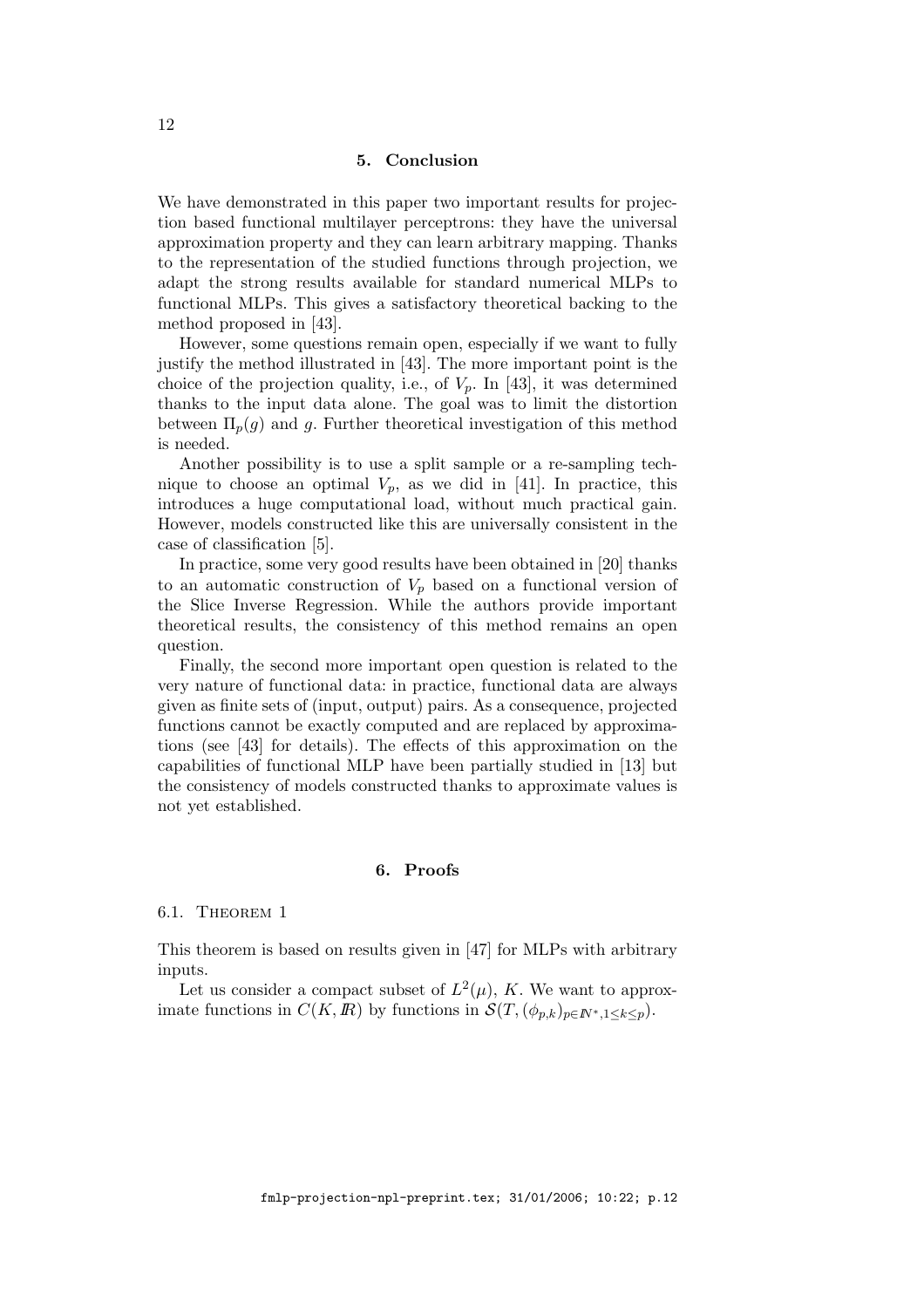## 5. Conclusion

We have demonstrated in this paper two important results for projection based functional multilayer perceptrons: they have the universal approximation property and they can learn arbitrary mapping. Thanks to the representation of the studied functions through projection, we adapt the strong results available for standard numerical MLPs to functional MLPs. This gives a satisfactory theoretical backing to the method proposed in [43].

However, some questions remain open, especially if we want to fully justify the method illustrated in [43]. The more important point is the choice of the projection quality, i.e., of $V_p$. In [43], it was determined thanks to the input data alone. The goal was to limit the distortion between $\Pi_p(g)$ and $g$. Further theoretical investigation of this method is needed.

Another possibility is to use a split sample or a re-sampling technique to choose an optimal $V_p$, as we did in [41]. In practice, this introduces a huge computational load, without much practical gain. However, models constructed like this are universally consistent in the case of classification [5].

In practice, some very good results have been obtained in [20] thanks to an automatic construction of $V_p$ based on a functional version of the Slice Inverse Regression. While the authors provide important theoretical results, the consistency of this method remains an open question.

Finally, the second more important open question is related to the very nature of functional data: in practice, functional data are always given as finite sets of (input, output) pairs. As a consequence, projected functions cannot be exactly computed and are replaced by approximations (see [43] for details). The effects of this approximation on the capabilities of functional MLP have been partially studied in [13] but the consistency of models constructed thanks to approximate values is not yet established.

## 6. Proofs

### 6.1. Theorem 1

This theorem is based on results given in [47] for MLPs with arbitrary inputs.

Let us consider a compact subset of $L^2(\mu)$, $K$. We want to approximate functions in $C(K, \mathbb{R})$ by functions in $\mathcal{S}(T, (\phi_{p,k})_{p \in \mathbb{N}^*, 1 \leq k \leq p})$.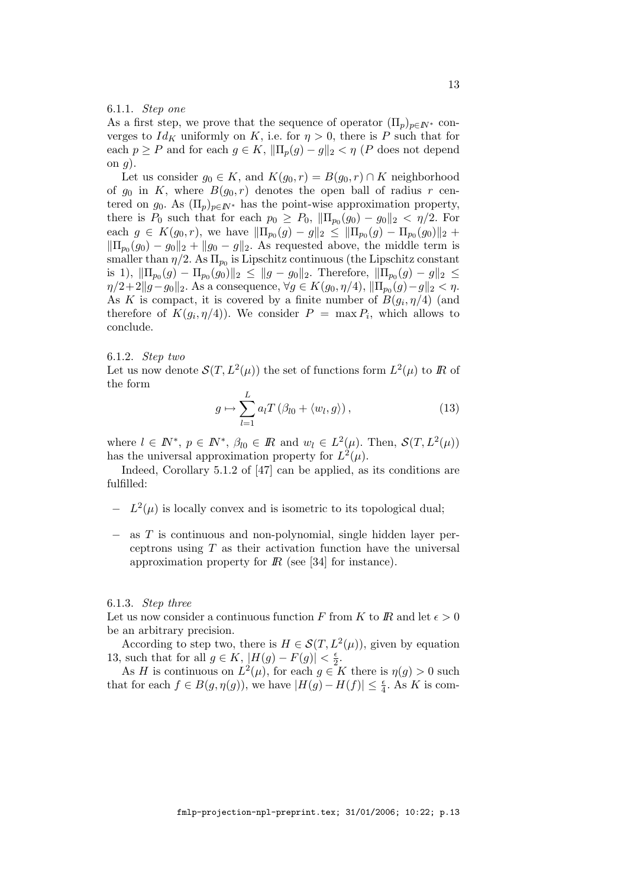#### 6.1.1. *Step one*

As a first step, we prove that the sequence of operator $(\Pi_p)_{p \in \mathbb{N}^*}$ converges to $Id_K$ uniformly on $K$, i.e. for $\eta > 0$, there is $P$ such that for each $p \geq P$ and for each $g \in K$, $\|\Pi_p(g) - g\|_2 < \eta$ ($P$ does not depend on $g$).

Let us consider $g_0 \in K$, and $K(g_0, r) = B(g_0, r) \cap K$ neighborhood of $g_0$ in $K$, where $B(g_0, r)$ denotes the open ball of radius $r$ centered on $g_0$. As $(\Pi_p)_{p \in \mathbb{N}^*}$ has the point-wise approximation property, there is $P_0$ such that for each $p_0 \geq P_0$, $\|\Pi_{p_0}(g_0) - g_0\|_2 < \eta/2$. For each $g \in K(g_0, r)$, we have $\|\Pi_{p_0}(g) - g\|_2 \leq \|\Pi_{p_0}(g) - \Pi_{p_0}(g_0)\|_2 + \|\Pi_{p_0}(g_0) - g_0\|_2 + \|g_0 - g\|_2$. As requested above, the middle term is smaller than $\eta/2$. As $\Pi_{p_0}$ is Lipschitz continuous (the Lipschitz constant is 1), $\|\Pi_{p_0}(g) - \Pi_{p_0}(g_0)\|_2 \leq \|g - g_0\|_2$. Therefore, $\|\Pi_{p_0}(g) - g\|_2 \leq \eta/2 + 2\|g - g_0\|_2$. As a consequence, $\forall g \in K(g_0, \eta/4)$, $\|\Pi_{p_0}(g) - g\|_2 < \eta$. As $K$ is compact, it is covered by a finite number of $B(g_i, \eta/4)$ (and therefore of $K(g_i, \eta/4)$). We consider $P = \max P_i$, which allows to conclude.

#### 6.1.2. *Step two*

Let us now denote $\mathcal{S}(T, L^2(\mu))$ the set of functions form $L^2(\mu)$ to $\mathbb{R}$ of the form

$$g \mapsto \sum_{l=1}^{L} a_l T\left(\beta_{l0} + \langle w_l, g\rangle\right), \tag{13}$$

where $l \in \mathbb{N}^*$, $p \in \mathbb{N}^*$, $\beta_{l0} \in \mathbb{R}$ and $w_l \in L^2(\mu)$. Then, $\mathcal{S}(T, L^2(\mu))$ has the universal approximation property for $L^2(\mu)$.

Indeed, Corollary 5.1.2 of [47] can be applied, as its conditions are fulfilled:

- $L^2(\mu)$ is locally convex and is isometric to its topological dual;
- as $T$ is continuous and non-polynomial, single hidden layer perceptrons using $T$ as their activation function have the universal approximation property for $\mathbb{R}$ (see [34] for instance).

#### 6.1.3. *Step three*

Let us now consider a continuous function $F$ from $K$ to $\mathbb{R}$ and let $\epsilon > 0$ be an arbitrary precision.

According to step two, there is $H \in \mathcal{S}(T, L^2(\mu))$, given by equation 13, such that for all $g \in K$, $|H(g) - F(g)| < \frac{\epsilon}{2}$.

As $H$ is continuous on $L^2(\mu)$, for each $g \in K$ there is $\eta(g) > 0$ such that for each $f \in B(g, \eta(g))$, we have $|H(g) - H(f)| \leq \frac{\epsilon}{4}$. As $K$ is com-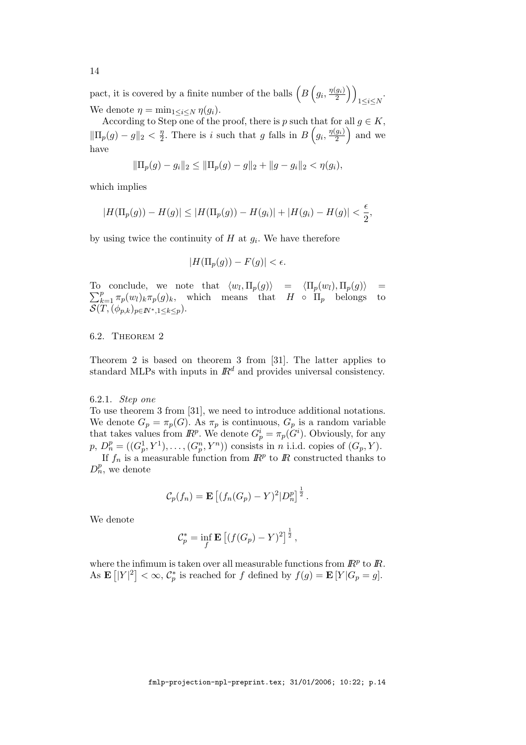pact, it is covered by a finite number of the balls $\left(B\left(g_i, \frac{\eta(g_i)}{2}\right)\right)_{1\leq i\leq N}$. We denote $\eta = \min_{1\leq i\leq N} \eta(g_i)$.

According to Step one of the proof, there is $p$ such that for all $g \in K$, $\|\Pi_p(g) - g\|_2 < \frac{\eta}{2}$. There is $i$ such that $g$ falls in $B\left(g_i, \frac{\eta(g_i)}{2}\right)$ and we have

$$\|\Pi_p(g) - g_i\|_2 \leq \|\Pi_p(g) - g\|_2 + \|g - g_i\|_2 < \eta(g_i),$$

which implies

$$|H(\Pi_p(g)) - H(g)| \leq |H(\Pi_p(g)) - H(g_i)| + |H(g_i) - H(g)| < \frac{\epsilon}{2},$$

by using twice the continuity of $H$ at $g_i$. We have therefore

$$|H(\Pi_p(g)) - F(g)| < \epsilon.$$

To conclude, we note that $\langle w_l, \Pi_p(g)\rangle = \langle \Pi_p(w_l), \Pi_p(g)\rangle = \sum_{k=1}^{p} \pi_p(w_l)_k \pi_p(g)_k$, which means that $H \circ \Pi_p$ belongs to $\mathcal{S}(T, (\phi_{p,k})_{p\in I\!N^*, 1\leq k\leq p})$.

## 6.2. Theorem 2

Theorem 2 is based on theorem 3 from [31]. The latter applies to standard MLPs with inputs in $I\!R^d$ and provides universal consistency.

### 6.2.1. *Step one*

To use theorem 3 from [31], we need to introduce additional notations. We denote $G_p = \pi_p(G)$. As $\pi_p$ is continuous, $G_p$ is a random variable that takes values from $I\!R^p$. We denote $G_p^i = \pi_p(G^i)$. Obviously, for any $p$, $D_n^p = ((G_p^1, Y^1), \ldots, (G_p^n, Y^n))$ consists in $n$ i.i.d. copies of $(G_p, Y)$.

If $f_n$ is a measurable function from $I\!R^p$ to $I\!R$ constructed thanks to $D_n^p$, we denote

$$\mathcal{C}_p(f_n) = \mathbf{E}\left[(f_n(G_p) - Y)^2 | D_n^p\right]^{\frac{1}{2}}.$$

We denote

$$\mathcal{C}_p^* = \inf_f \mathbf{E}\left[(f(G_p) - Y)^2\right]^{\frac{1}{2}},$$

where the infimum is taken over all measurable functions from $I\!R^p$ to $I\!R$. As $\mathbf{E}\left[|Y|^2\right] < \infty$, $\mathcal{C}_p^*$ is reached for $f$ defined by $f(g) = \mathbf{E}\left[Y | G_p = g\right]$.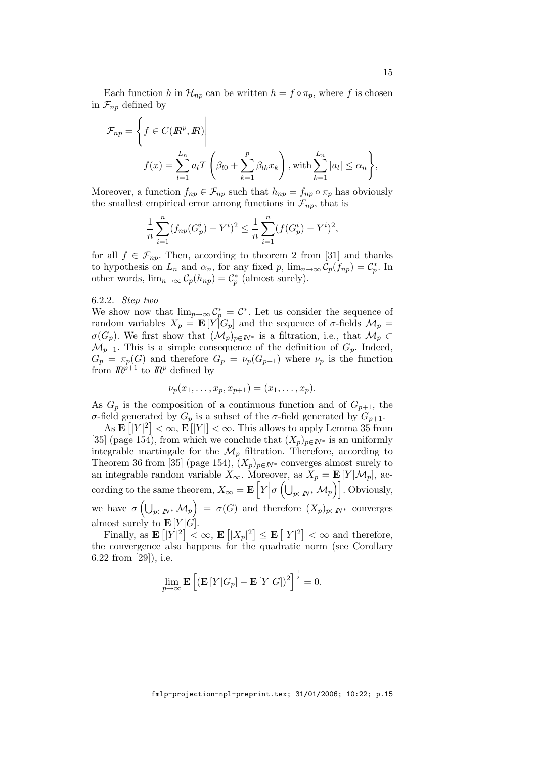Each function $h$ in $\mathcal{H}_{np}$ can be written $h = f \circ \pi_p$, where $f$ is chosen in $\mathcal{F}_{np}$ defined by

$$\mathcal{F}_{np} = \left\{ f \in C(I\!\!R^p, I\!\!R) \middle| \; f(x) = \sum_{l=1}^{L_n} a_l T\left(\beta_{l0} + \sum_{k=1}^{p} \beta_{lk} x_k\right), \text{with} \sum_{k=1}^{L_n} |a_l| \leq \alpha_n \right\},$$

Moreover, a function $f_{np} \in \mathcal{F}_{np}$ such that $h_{np} = f_{np} \circ \pi_p$ has obviously the smallest empirical error among functions in $\mathcal{F}_{np}$, that is

$$\frac{1}{n}\sum_{i=1}^{n}(f_{np}(G_p^i) - Y^i)^2 \leq \frac{1}{n}\sum_{i=1}^{n}(f(G_p^i) - Y^i)^2,$$

for all $f \in \mathcal{F}_{np}$. Then, according to theorem 2 from [31] and thanks to hypothesis on $L_n$ and $\alpha_n$, for any fixed $p$, $\lim_{n\to\infty} \mathcal{C}_p(f_{np}) = \mathcal{C}_p^*$. In other words, $\lim_{n\to\infty} \mathcal{C}_p(h_{np}) = \mathcal{C}_p^*$ (almost surely).

#### 6.2.2. *Step two*

We show now that $\lim_{p\to\infty} \mathcal{C}_p^* = \mathcal{C}^*$. Let us consider the sequence of random variables $X_p = \mathbf{E}[Y|G_p]$ and the sequence of $\sigma$-fields $\mathcal{M}_p = \sigma(G_p)$. We first show that $(\mathcal{M}_p)_{p\in I\!\!N^*}$ is a filtration, i.e., that $\mathcal{M}_p \subset \mathcal{M}_{p+1}$. This is a simple consequence of the definition of $G_p$. Indeed, $G_p = \pi_p(G)$ and therefore $G_p = \nu_p(G_{p+1})$ where $\nu_p$ is the function from $I\!\!R^{p+1}$ to $I\!\!R^p$ defined by

$$\nu_p(x_1, \ldots, x_p, x_{p+1}) = (x_1, \ldots, x_p).$$

As $G_p$ is the composition of a continuous function and of $G_{p+1}$, the $\sigma$-field generated by $G_p$ is a subset of the $\sigma$-field generated by $G_{p+1}$.

As $\mathbf{E}\left[|Y|^2\right] < \infty$, $\mathbf{E}\left[|Y|\right] < \infty$. This allows to apply Lemma 35 from [35] (page 154), from which we conclude that $(X_p)_{p\in I\!\!N^*}$ is an uniformly integrable martingale for the $\mathcal{M}_p$ filtration. Therefore, according to Theorem 36 from [35] (page 154), $(X_p)_{p\in I\!\!N^*}$ converges almost surely to an integrable random variable $X_\infty$. Moreover, as $X_p = \mathbf{E}[Y|\mathcal{M}_p]$, according to the same theorem, $X_\infty = \mathbf{E}\left[Y \middle| \sigma\left(\bigcup_{p\in I\!\!N^*} \mathcal{M}_p\right)\right]$. Obviously, we have $\sigma\left(\bigcup_{p\in I\!\!N^*} \mathcal{M}_p\right) = \sigma(G)$ and therefore $(X_p)_{p\in I\!\!N^*}$ converges almost surely to $\mathbf{E}[Y|G]$.

Finally, as $\mathbf{E}\left[|Y|^2\right] < \infty$, $\mathbf{E}\left[|X_p|^2\right] \leq \mathbf{E}\left[|Y|^2\right] < \infty$ and therefore, the convergence also happens for the quadratic norm (see Corollary 6.22 from [29]), i.e.

$$\lim_{p\to\infty} \mathbf{E}\left[(\mathbf{E}[Y|G_p] - \mathbf{E}[Y|G])^2\right]^{\frac{1}{2}} = 0.$$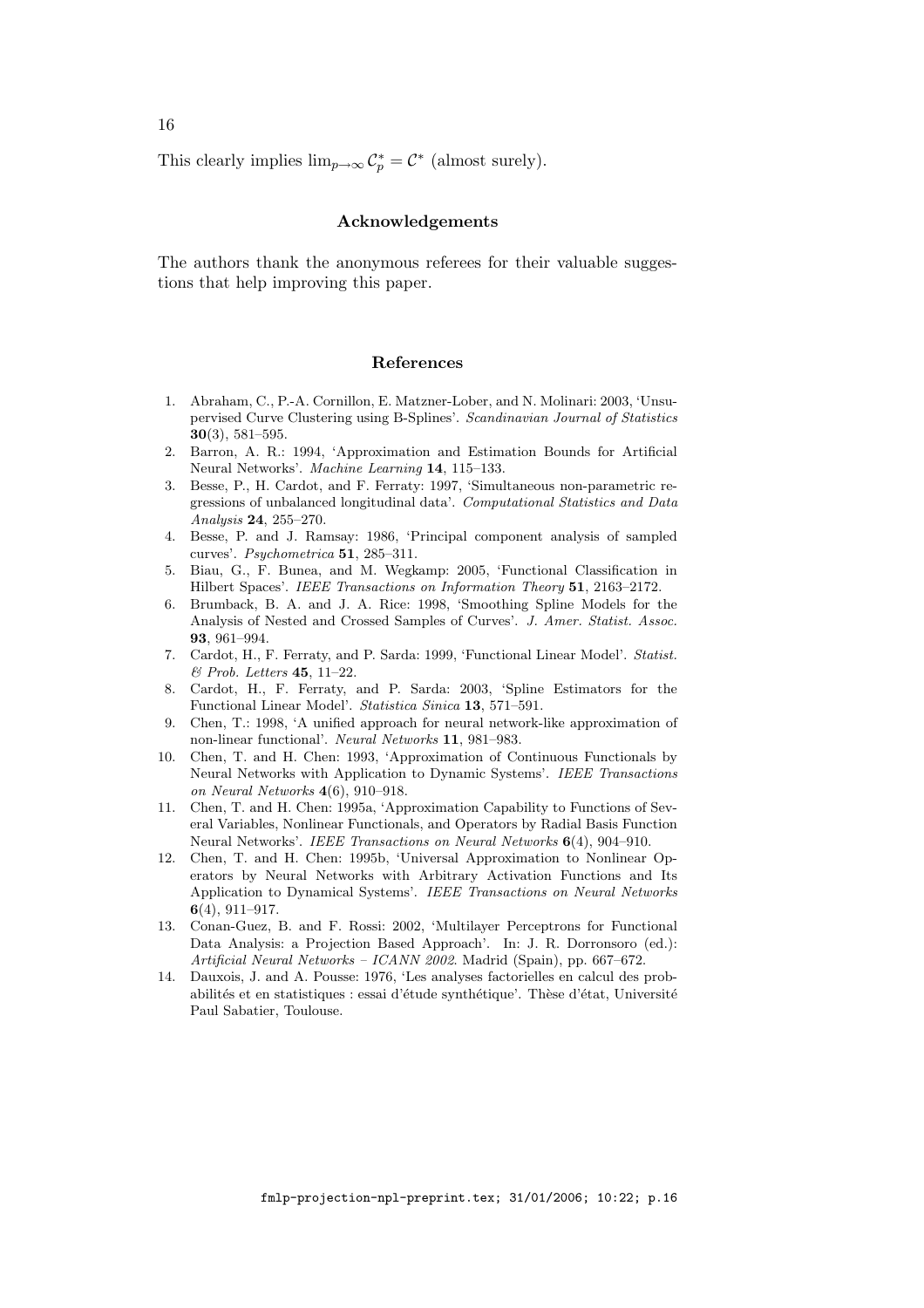This clearly implies $\lim_{p\to\infty} \mathcal{C}^*_p = \mathcal{C}^*$ (almost surely).

## Acknowledgements

The authors thank the anonymous referees for their valuable suggestions that help improving this paper.

## References

1. Abraham, C., P.-A. Cornillon, E. Matzner-Lober, and N. Molinari: 2003, 'Unsupervised Curve Clustering using B-Splines'. *Scandinavian Journal of Statistics* **30**(3), 581–595.
2. Barron, A. R.: 1994, 'Approximation and Estimation Bounds for Artificial Neural Networks'. *Machine Learning* **14**, 115–133.
3. Besse, P., H. Cardot, and F. Ferraty: 1997, 'Simultaneous non-parametric regressions of unbalanced longitudinal data'. *Computational Statistics and Data Analysis* **24**, 255–270.
4. Besse, P. and J. Ramsay: 1986, 'Principal component analysis of sampled curves'. *Psychometrica* **51**, 285–311.
5. Biau, G., F. Bunea, and M. Wegkamp: 2005, 'Functional Classification in Hilbert Spaces'. *IEEE Transactions on Information Theory* **51**, 2163–2172.
6. Brumback, B. A. and J. A. Rice: 1998, 'Smoothing Spline Models for the Analysis of Nested and Crossed Samples of Curves'. *J. Amer. Statist. Assoc.* **93**, 961–994.
7. Cardot, H., F. Ferraty, and P. Sarda: 1999, 'Functional Linear Model'. *Statist. & Prob. Letters* **45**, 11–22.
8. Cardot, H., F. Ferraty, and P. Sarda: 2003, 'Spline Estimators for the Functional Linear Model'. *Statistica Sinica* **13**, 571–591.
9. Chen, T.: 1998, 'A unified approach for neural network-like approximation of non-linear functional'. *Neural Networks* **11**, 981–983.
10. Chen, T. and H. Chen: 1993, 'Approximation of Continuous Functionals by Neural Networks with Application to Dynamic Systems'. *IEEE Transactions on Neural Networks* **4**(6), 910–918.
11. Chen, T. and H. Chen: 1995a, 'Approximation Capability to Functions of Several Variables, Nonlinear Functionals, and Operators by Radial Basis Function Neural Networks'. *IEEE Transactions on Neural Networks* **6**(4), 904–910.
12. Chen, T. and H. Chen: 1995b, 'Universal Approximation to Nonlinear Operators by Neural Networks with Arbitrary Activation Functions and Its Application to Dynamical Systems'. *IEEE Transactions on Neural Networks* **6**(4), 911–917.
13. Conan-Guez, B. and F. Rossi: 2002, 'Multilayer Perceptrons for Functional Data Analysis: a Projection Based Approach'. In: J. R. Dorronsoro (ed.): *Artificial Neural Networks – ICANN 2002*. Madrid (Spain), pp. 667–672.
14. Dauxois, J. and A. Pousse: 1976, 'Les analyses factorielles en calcul des probabilités et en statistiques : essai d'étude synthétique'. Thèse d'état, Université Paul Sabatier, Toulouse.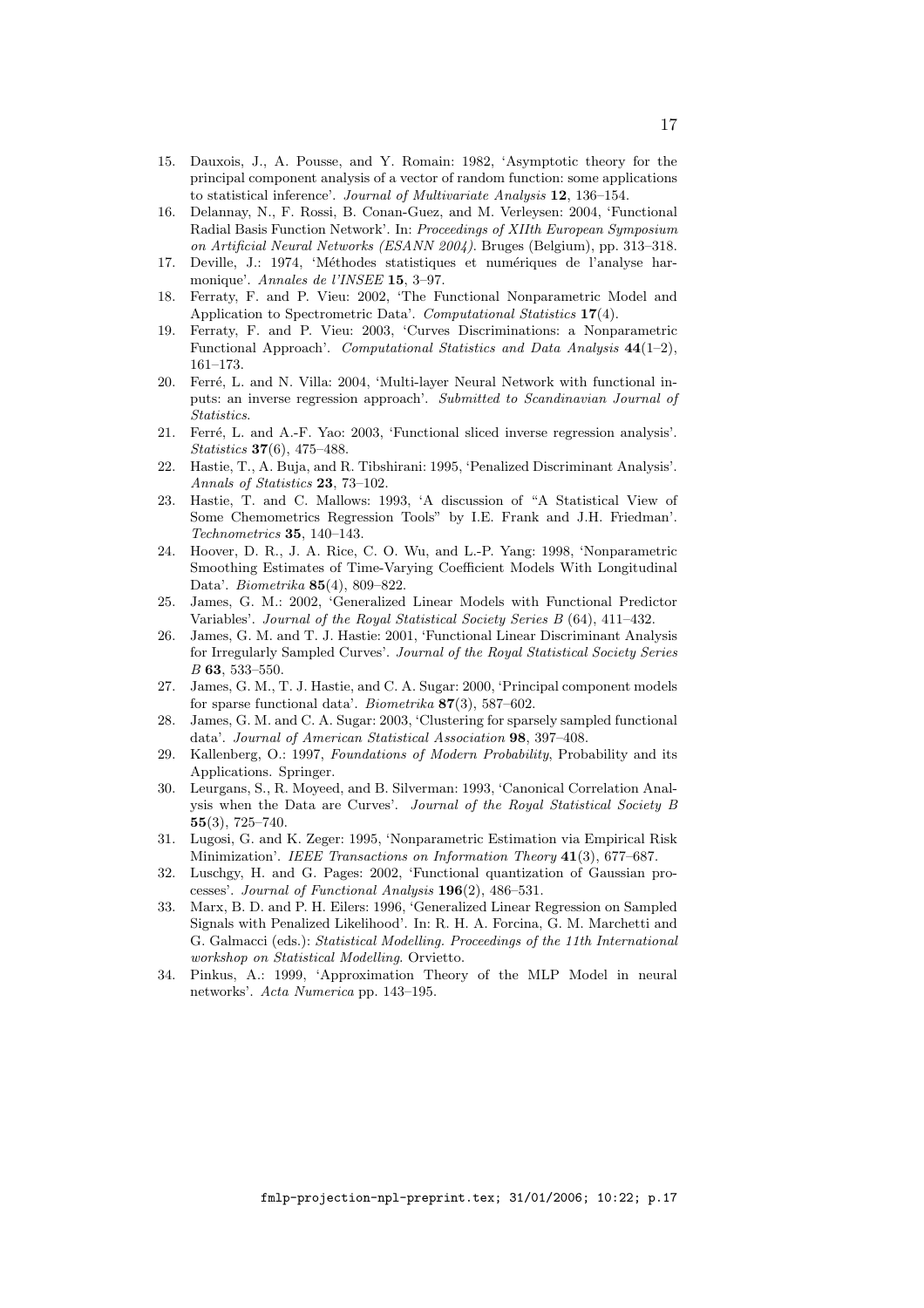15. Dauxois, J., A. Pousse, and Y. Romain: 1982, 'Asymptotic theory for the principal component analysis of a vector of random function: some applications to statistical inference'. *Journal of Multivariate Analysis* **12**, 136–154.
16. Delannay, N., F. Rossi, B. Conan-Guez, and M. Verleysen: 2004, 'Functional Radial Basis Function Network'. In: *Proceedings of XIIth European Symposium on Artificial Neural Networks (ESANN 2004)*. Bruges (Belgium), pp. 313–318.
17. Deville, J.: 1974, 'Méthodes statistiques et numériques de l'analyse harmonique'. *Annales de l'INSEE* **15**, 3–97.
18. Ferraty, F. and P. Vieu: 2002, 'The Functional Nonparametric Model and Application to Spectrometric Data'. *Computational Statistics* **17**(4).
19. Ferraty, F. and P. Vieu: 2003, 'Curves Discriminations: a Nonparametric Functional Approach'. *Computational Statistics and Data Analysis* **44**(1–2), 161–173.
20. Ferré, L. and N. Villa: 2004, 'Multi-layer Neural Network with functional inputs: an inverse regression approach'. *Submitted to Scandinavian Journal of Statistics*.
21. Ferré, L. and A.-F. Yao: 2003, 'Functional sliced inverse regression analysis'. *Statistics* **37**(6), 475–488.
22. Hastie, T., A. Buja, and R. Tibshirani: 1995, 'Penalized Discriminant Analysis'. *Annals of Statistics* **23**, 73–102.
23. Hastie, T. and C. Mallows: 1993, 'A discussion of "A Statistical View of Some Chemometrics Regression Tools" by I.E. Frank and J.H. Friedman'. *Technometrics* **35**, 140–143.
24. Hoover, D. R., J. A. Rice, C. O. Wu, and L.-P. Yang: 1998, 'Nonparametric Smoothing Estimates of Time-Varying Coefficient Models With Longitudinal Data'. *Biometrika* **85**(4), 809–822.
25. James, G. M.: 2002, 'Generalized Linear Models with Functional Predictor Variables'. *Journal of the Royal Statistical Society Series B* (64), 411–432.
26. James, G. M. and T. J. Hastie: 2001, 'Functional Linear Discriminant Analysis for Irregularly Sampled Curves'. *Journal of the Royal Statistical Society Series B* **63**, 533–550.
27. James, G. M., T. J. Hastie, and C. A. Sugar: 2000, 'Principal component models for sparse functional data'. *Biometrika* **87**(3), 587–602.
28. James, G. M. and C. A. Sugar: 2003, 'Clustering for sparsely sampled functional data'. *Journal of American Statistical Association* **98**, 397–408.
29. Kallenberg, O.: 1997, *Foundations of Modern Probability*, Probability and its Applications. Springer.
30. Leurgans, S., R. Moyeed, and B. Silverman: 1993, 'Canonical Correlation Analysis when the Data are Curves'. *Journal of the Royal Statistical Society B* **55**(3), 725–740.
31. Lugosi, G. and K. Zeger: 1995, 'Nonparametric Estimation via Empirical Risk Minimization'. *IEEE Transactions on Information Theory* **41**(3), 677–687.
32. Luschgy, H. and G. Pages: 2002, 'Functional quantization of Gaussian processes'. *Journal of Functional Analysis* **196**(2), 486–531.
33. Marx, B. D. and P. H. Eilers: 1996, 'Generalized Linear Regression on Sampled Signals with Penalized Likelihood'. In: R. H. A. Forcina, G. M. Marchetti and G. Galmacci (eds.): *Statistical Modelling. Proceedings of the 11th International workshop on Statistical Modelling*. Orvietto.
34. Pinkus, A.: 1999, 'Approximation Theory of the MLP Model in neural networks'. *Acta Numerica* pp. 143–195.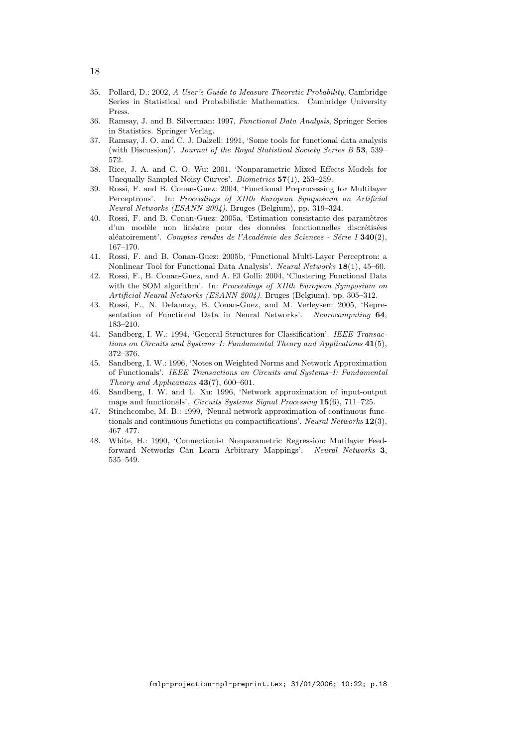35. Pollard, D.: 2002, *A User's Guide to Measure Theoretic Probability*, Cambridge Series in Statistical and Probabilistic Mathematics. Cambridge University Press.
36. Ramsay, J. and B. Silverman: 1997, *Functional Data Analysis*, Springer Series in Statistics. Springer Verlag.
37. Ramsay, J. O. and C. J. Dalzell: 1991, 'Some tools for functional data analysis (with Discussion)'. *Journal of the Royal Statistical Society Series B* **53**, 539–572.
38. Rice, J. A. and C. O. Wu: 2001, 'Nonparametric Mixed Effects Models for Unequally Sampled Noisy Curves'. *Biometrics* **57**(1), 253–259.
39. Rossi, F. and B. Conan-Guez: 2004, 'Functional Preprocessing for Multilayer Perceptrons'. In: *Proceedings of XIIth European Symposium on Artificial Neural Networks (ESANN 2004)*. Bruges (Belgium), pp. 319–324.
40. Rossi, F. and B. Conan-Guez: 2005a, 'Estimation consistante des paramètres d'un modèle non linéaire pour des données fonctionnelles discrétisées aléatoirement'. *Comptes rendus de l'Académie des Sciences - Série I* **340**(2), 167–170.
41. Rossi, F. and B. Conan-Guez: 2005b, 'Functional Multi-Layer Perceptron: a Nonlinear Tool for Functional Data Analysis'. *Neural Networks* **18**(1), 45–60.
42. Rossi, F., B. Conan-Guez, and A. El Golli: 2004, 'Clustering Functional Data with the SOM algorithm'. In: *Proceedings of XIIth European Symposium on Artificial Neural Networks (ESANN 2004)*. Bruges (Belgium), pp. 305–312.
43. Rossi, F., N. Delannay, B. Conan-Guez, and M. Verleysen: 2005, 'Representation of Functional Data in Neural Networks'. *Neurocomputing* **64**, 183–210.
44. Sandberg, I. W.: 1994, 'General Structures for Classification'. *IEEE Transactions on Circuits and Systems–I: Fundamental Theory and Applications* **41**(5), 372–376.
45. Sandberg, I. W.: 1996, 'Notes on Weighted Norms and Network Approximation of Functionals'. *IEEE Transactions on Circuits and Systems–I: Fundamental Theory and Applications* **43**(7), 600–601.
46. Sandberg, I. W. and L. Xu: 1996, 'Network approximation of input-output maps and functionals'. *Circuits Systems Signal Processing* **15**(6), 711–725.
47. Stinchcombe, M. B.: 1999, 'Neural network approximation of continuous functionals and continuous functions on compactifications'. *Neural Networks* **12**(3), 467–477.
48. White, H.: 1990, 'Connectionist Nonparametric Regression: Mutilayer Feedforward Networks Can Learn Arbitrary Mappings'. *Neural Networks* **3**, 535–549.